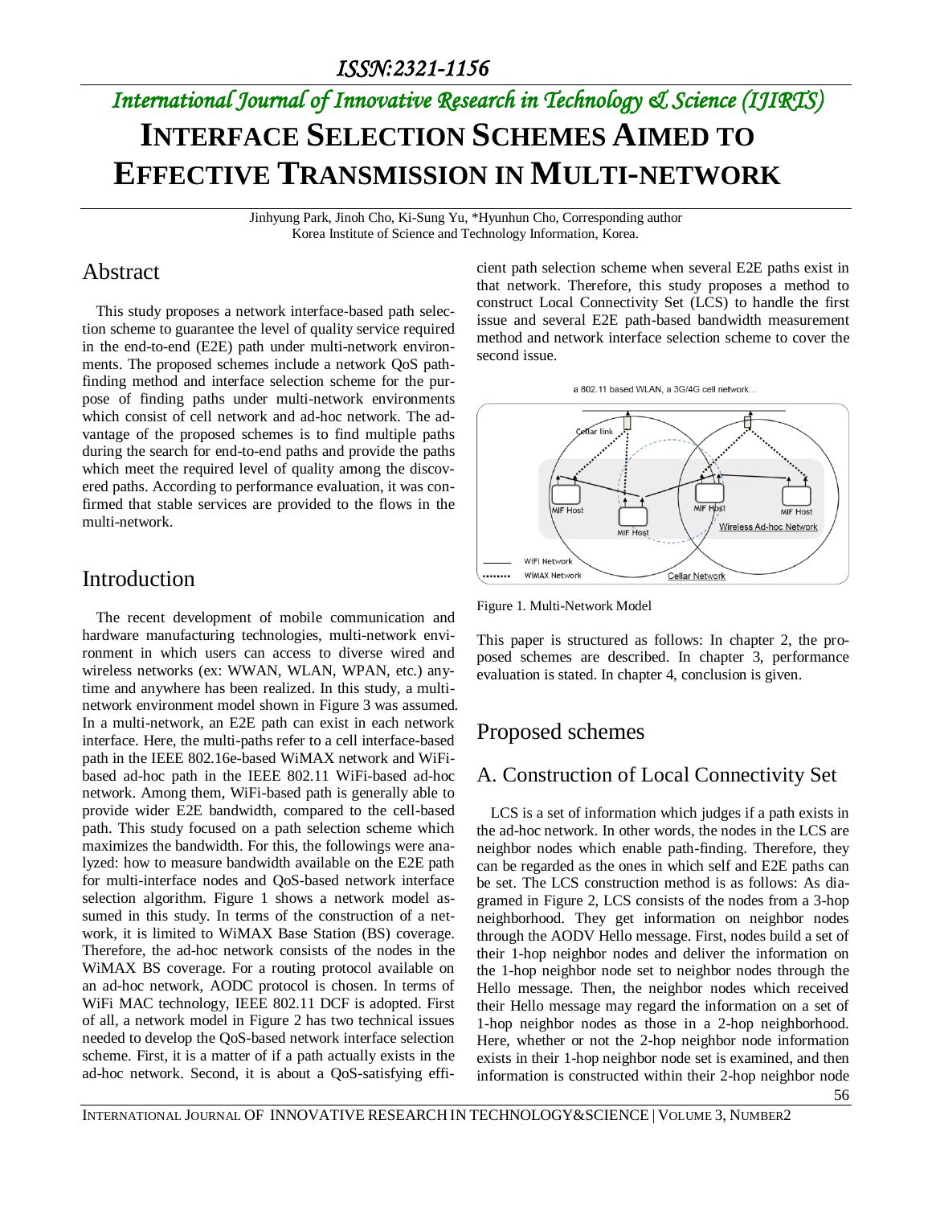# International Journal of Innovative Research in Technology & Science (IJIRTS)

# INTERFACE SELECTION SCHEMES AIMED TO EFFECTIVE TRANSMISSION IN MULTI-NETWORK

Jinhyung Park, Jinoh Cho, Ki-Sung Yu, *Hyunhun Cho, Corresponding author
Korea Institute of Science and Technology Information, Korea.

## Abstract

This study proposes a network interface-based path selection scheme to guarantee the level of quality service required in the end-to-end (E2E) path under multi-network environments. The proposed schemes include a network QoS path-finding method and interface selection scheme for the purpose of finding paths under multi-network environments which consist of cell network and ad-hoc network. The advantage of the proposed schemes is to find multiple paths during the search for end-to-end paths and provide the paths which meet the required level of quality among the discovered paths. According to performance evaluation, it was confirmed that stable services are provided to the flows in the multi-network.

## Introduction

The recent development of mobile communication and hardware manufacturing technologies, multi-network environment in which users can access to diverse wired and wireless networks (ex: WWAN, WLAN, WPAN, etc.) anytime and anywhere has been realized. In this study, a multi-network environment model shown in Figure 3 was assumed. In a multi-network, an E2E path can exist in each network interface. Here, the multi-paths refer to a cell interface-based path in the IEEE 802.16e-based WiMAX network and WiFi-based ad-hoc path in the IEEE 802.11 WiFi-based ad-hoc network. Among them, WiFi-based path is generally able to provide wider E2E bandwidth, compared to the cell-based path. This study focused on a path selection scheme which maximizes the bandwidth. For this, the followings were analyzed: how to measure bandwidth available on the E2E path for multi-interface nodes and QoS-based network interface selection algorithm. Figure 1 shows a network model assumed in this study. In terms of the construction of a network, it is limited to WiMAX Base Station (BS) coverage. Therefore, the ad-hoc network consists of the nodes in the WiMAX BS coverage. For a routing protocol available on an ad-hoc network, AODC protocol is chosen. In terms of WiFi MAC technology, IEEE 802.11 DCF is adopted. First of all, a network model in Figure 2 has two technical issues needed to develop the QoS-based network interface selection scheme. First, it is a matter of if a path actually exists in the ad-hoc network. Second, it is about a QoS-satisfying efficient path selection scheme when several E2E paths exist in that network. Therefore, this study proposes a method to construct Local Connectivity Set (LCS) to handle the first issue and several E2E path-based bandwidth measurement method and network interface selection scheme to cover the second issue.

Figure 1. Multi-Network Model

This paper is structured as follows: In chapter 2, the proposed schemes are described. In chapter 3, performance evaluation is stated. In chapter 4, conclusion is given.

## Proposed schemes

### A. Construction of Local Connectivity Set

LCS is a set of information which judges if a path exists in the ad-hoc network. In other words, the nodes in the LCS are neighbor nodes which enable path-finding. Therefore, they can be regarded as the ones in which self and E2E paths can be set. The LCS construction method is as follows: As diagramed in Figure 2, LCS consists of the nodes from a 3-hop neighborhood. They get information on neighbor nodes through the AODV Hello message. First, nodes build a set of their 1-hop neighbor nodes and deliver the information on the 1-hop neighbor node set to neighbor nodes through the Hello message. Then, the neighbor nodes which received their Hello message may regard the information on a set of 1-hop neighbor nodes as those in a 2-hop neighborhood. Here, whether or not the 2-hop neighbor node information exists in their 1-hop neighbor node set is examined, and then information is constructed within their 2-hop neighbor node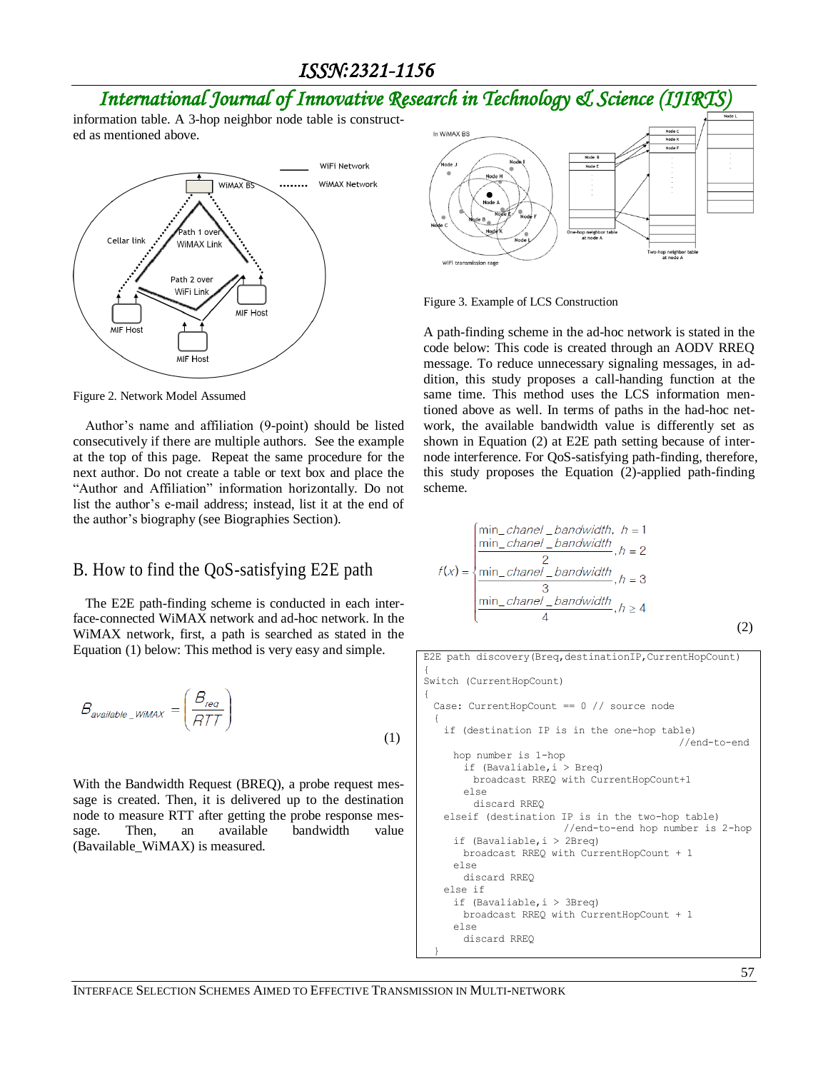information table. A 3-hop neighbor node table is constructed as mentioned above.

Figure 2. Network Model Assumed

Author's name and affiliation (9-point) should be listed consecutively if there are multiple authors. See the example at the top of this page. Repeat the same procedure for the next author. Do not create a table or text box and place the "Author and Affiliation" information horizontally. Do not list the author's e-mail address; instead, list it at the end of the author's biography (see Biographies Section).

## B. How to find the QoS-satisfying E2E path

The E2E path-finding scheme is conducted in each interface-connected WiMAX network and ad-hoc network. In the WiMAX network, first, a path is searched as stated in the Equation (1) below: This method is very easy and simple.

$$B_{available\_WiMAX} = \left( \frac{B_{req}}{RTT} \right) \tag{1}$$

With the Bandwidth Request (BREQ), a probe request message is created. Then, it is delivered up to the destination node to measure RTT after getting the probe response message. Then, an available bandwidth value (Bavailable_WiMAX) is measured.

Figure 3. Example of LCS Construction

A path-finding scheme in the ad-hoc network is stated in the code below: This code is created through an AODV RREQ message. To reduce unnecessary signaling messages, in addition, this study proposes a call-handing function at the same time. This method uses the LCS information mentioned above as well. In terms of paths in the had-hoc network, the available bandwidth value is differently set as shown in Equation (2) at E2E path setting because of inter-node interference. For QoS-satisfying path-finding, therefore, this study proposes the Equation (2)-applied path-finding scheme.

$$f(x) = \begin{cases} \min\_chanel\_bandwidth, & h = 1 \\ \dfrac{\min\_chanel\_bandwidth}{2}, & h = 2 \\ \dfrac{\min\_chanel\_bandwidth}{3}, & h = 3 \\ \dfrac{\min\_chanel\_bandwidth}{4}, & h \geq 4 \end{cases} \tag{2}$$

```
E2E path discovery(Breq,destinationIP,CurrentHopCount)
{
Switch (CurrentHopCount)
{
  Case: CurrentHopCount == 0 // source node
  {
    if (destination IP is in the one-hop table)
                                              //end-to-end
      hop number is 1-hop
        if (Bavaliable,i > Breq)
          broadcast RREQ with CurrentHopCount+1
        else
          discard RREQ
    elseif (destination IP is in the two-hop table)
                          //end-to-end hop number is 2-hop
      if (Bavaliable,i > 2Breq)
        broadcast RREQ with CurrentHopCount + 1
      else
        discard RREQ
    else if
      if (Bavaliable,i > 3Breq)
        broadcast RREQ with CurrentHopCount + 1
      else
        discard RREQ
  }
```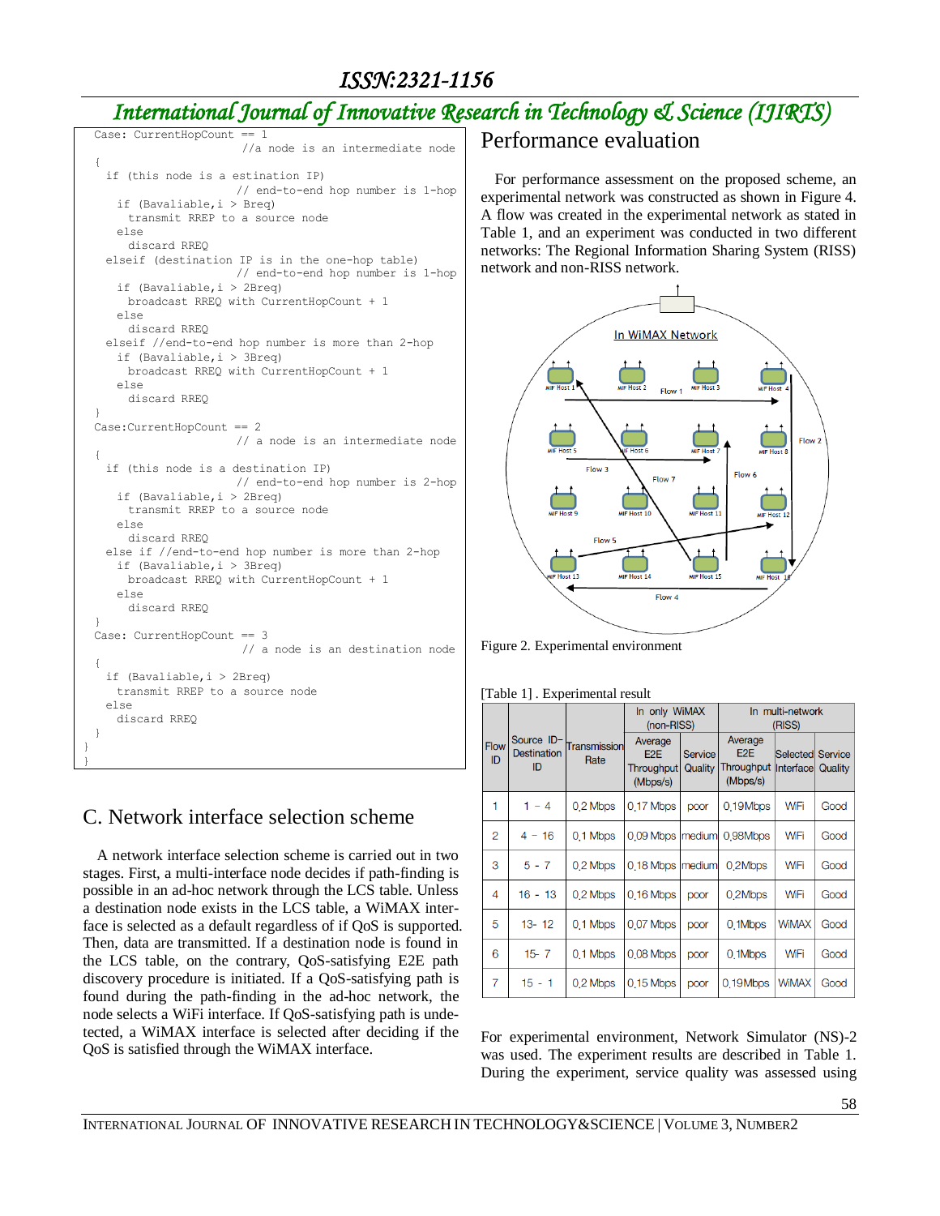```
Case: CurrentHopCount == 1
                          //a node is an intermediate node
{
  if (this node is a estination IP)
                         // end-to-end hop number is 1-hop
    if (Bavaliable,i > Breq)
      transmit RREP to a source node
    else
      discard RREQ
  elseif (destination IP is in the one-hop table)
                         // end-to-end hop number is 1-hop
    if (Bavaliable,i > 2Breq)
      broadcast RREQ with CurrentHopCount + 1
    else
      discard RREQ
  elseif //end-to-end hop number is more than 2-hop
    if (Bavaliable,i > 3Breq)
      broadcast RREQ with CurrentHopCount + 1
    else
      discard RREQ
}
Case:CurrentHopCount == 2
                         // a node is an intermediate node
{
  if (this node is a destination IP)
                         // end-to-end hop number is 2-hop
    if (Bavaliable,i > 2Breq)
      transmit RREP to a source node
    else
      discard RREQ
  else if //end-to-end hop number is more than 2-hop
    if (Bavaliable,i > 3Breq)
      broadcast RREQ with CurrentHopCount + 1
    else
      discard RREQ
}
Case: CurrentHopCount == 3
                          // a node is an destination node
{
  if (Bavaliable,i > 2Breq)
    transmit RREP to a source node
  else
    discard RREQ
}
}
}
```

## C. Network interface selection scheme

A network interface selection scheme is carried out in two stages. First, a multi-interface node decides if path-finding is possible in an ad-hoc network through the LCS table. Unless a destination node exists in the LCS table, a WiMAX interface is selected as a default regardless of if QoS is supported. Then, data are transmitted. If a destination node is found in the LCS table, on the contrary, QoS-satisfying E2E path discovery procedure is initiated. If a QoS-satisfying path is found during the path-finding in the ad-hoc network, the node selects a WiFi interface. If QoS-satisfying path is undetected, a WiMAX interface is selected after deciding if the QoS is satisfied through the WiMAX interface.

# Performance evaluation

For performance assessment on the proposed scheme, an experimental network was constructed as shown in Figure 4. A flow was created in the experimental network as stated in Table 1, and an experiment was conducted in two different networks: The Regional Information Sharing System (RISS) network and non-RISS network.

Figure 2. Experimental environment

[Table 1] . Experimental result

| Flow ID | Source ID- Destination ID | Transmission Rate | In only WiMAX (non-RISS) | | In multi-network (RISS) | | |
|---|---|---|---|---|---|---|---|
| | | | Average E2E Throughput (Mbps/s) | Service Quality | Average E2E Throughput (Mbps/s) | Selected Interface | Service Quality |
| 1 | 1 – 4 | 0,2 Mbps | 0,17 Mbps | poor | 0,19Mbps | WiFi | Good |
| 2 | 4 – 16 | 0,1 Mbps | 0,09 Mbps | medium | 0,98Mbps | WiFi | Good |
| 3 | 5 - 7 | 0,2 Mbps | 0,18 Mbps | medium | 0,2Mbps | WiFi | Good |
| 4 | 16 - 13 | 0,2 Mbps | 0,16 Mbps | poor | 0,2Mbps | WiFi | Good |
| 5 | 13- 12 | 0,1 Mbps | 0,07 Mbps | poor | 0,1Mbps | WiMAX | Good |
| 6 | 15- 7 | 0,1 Mbps | 0,08 Mbps | poor | 0,1Mbps | WiFi | Good |
| 7 | 15 - 1 | 0,2 Mbps | 0,15 Mbps | poor | 0,19Mbps | WiMAX | Good |

For experimental environment, Network Simulator (NS)-2 was used. The experiment results are described in Table 1. During the experiment, service quality was assessed using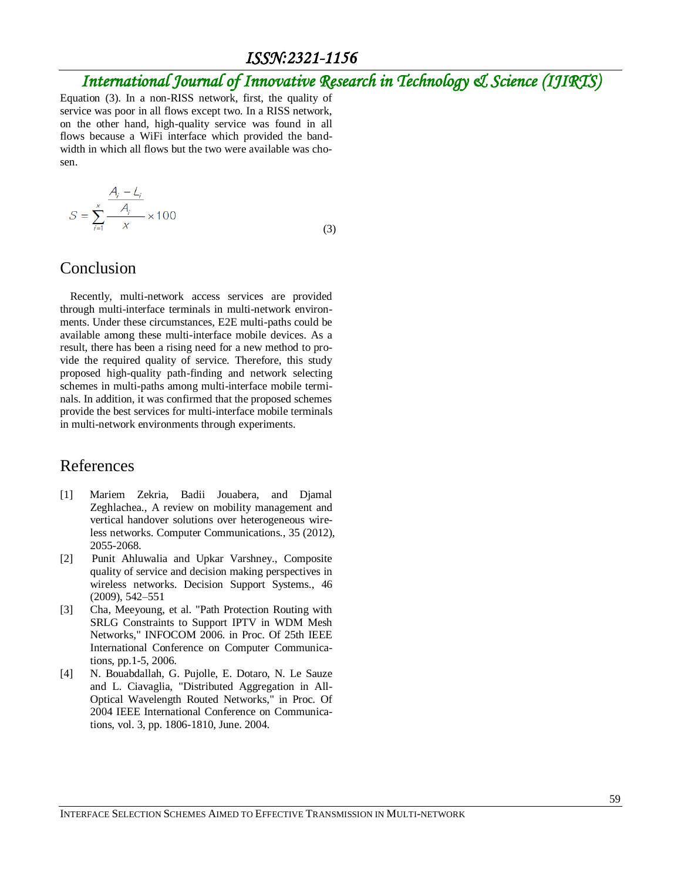Equation (3). In a non-RISS network, first, the quality of service was poor in all flows except two. In a RISS network, on the other hand, high-quality service was found in all flows because a WiFi interface which provided the bandwidth in which all flows but the two were available was chosen.

$$S = \sum_{i=1}^{x} \frac{\frac{A_i - L_i}{A_i}}{x} \times 100 \quad (3)$$

## Conclusion

Recently, multi-network access services are provided through multi-interface terminals in multi-network environments. Under these circumstances, E2E multi-paths could be available among these multi-interface mobile devices. As a result, there has been a rising need for a new method to provide the required quality of service. Therefore, this study proposed high-quality path-finding and network selecting schemes in multi-paths among multi-interface mobile terminals. In addition, it was confirmed that the proposed schemes provide the best services for multi-interface mobile terminals in multi-network environments through experiments.

## References

[1] Mariem Zekria, Badii Jouabera, and Djamal Zeghlachea., A review on mobility management and vertical handover solutions over heterogeneous wireless networks. Computer Communications., 35 (2012), 2055-2068.

[2] Punit Ahluwalia and Upkar Varshney., Composite quality of service and decision making perspectives in wireless networks. Decision Support Systems., 46 (2009), 542–551

[3] Cha, Meeyoung, et al. "Path Protection Routing with SRLG Constraints to Support IPTV in WDM Mesh Networks," INFOCOM 2006. in Proc. Of 25th IEEE International Conference on Computer Communications, pp.1-5, 2006.

[4] N. Bouabdallah, G. Pujolle, E. Dotaro, N. Le Sauze and L. Ciavaglia, "Distributed Aggregation in All-Optical Wavelength Routed Networks," in Proc. Of 2004 IEEE International Conference on Communications, vol. 3, pp. 1806-1810, June. 2004.